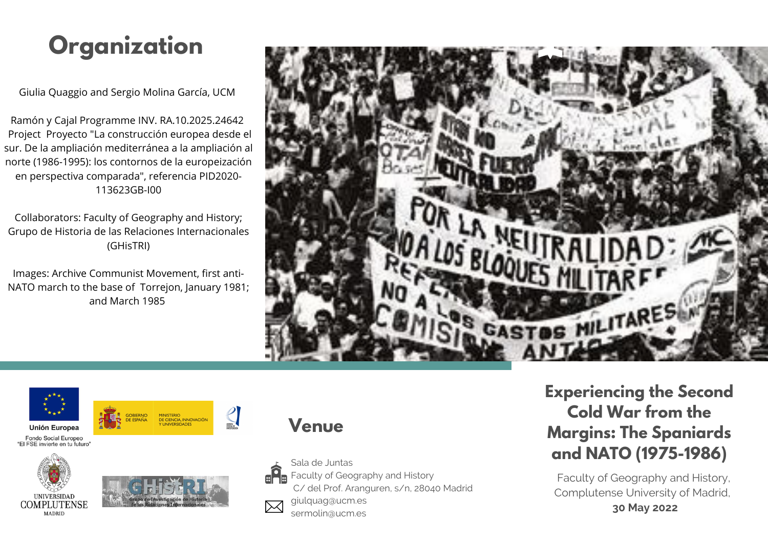# Organization

Giulia Quaggio and Sergio Molina García, UCM

Ramón y Cajal Programme INV. RA.10.2025.24642
Project Proyecto "La construcción europea desde el sur. De la ampliación mediterránea a la ampliación al norte (1986-1995): los contornos de la europeización en perspectiva comparada", referencia PID2020-113623GB-I00

Collaborators: Faculty of Geography and History; Grupo de Historia de las Relaciones Internacionales (GHisTRI)

Images: Archive Communist Movement, first anti-NATO march to the base of Torrejon, January 1981; and March 1985

Unión Europea
Fondo Social Europeo
"El FSE invierte en tu futuro"

GOBIERNO DE ESPAÑA — MINISTERIO DE CIENCIA, INNOVACIÓN Y UNIVERSIDADES

UNIVERSIDAD COMPLUTENSE MADRID

GHistRI — Grupo de Investigación de Historia de las Relaciones Internacionales

## Venue

Sala de Juntas
Faculty of Geography and History
C/ del Prof. Aranguren, s/n, 28040 Madrid
giulquag@ucm.es
sermolin@ucm.es

## Experiencing the Second Cold War from the Margins: The Spaniards and NATO (1975-1986)

Faculty of Geography and History,
Complutense University of Madrid,
**30 May 2022**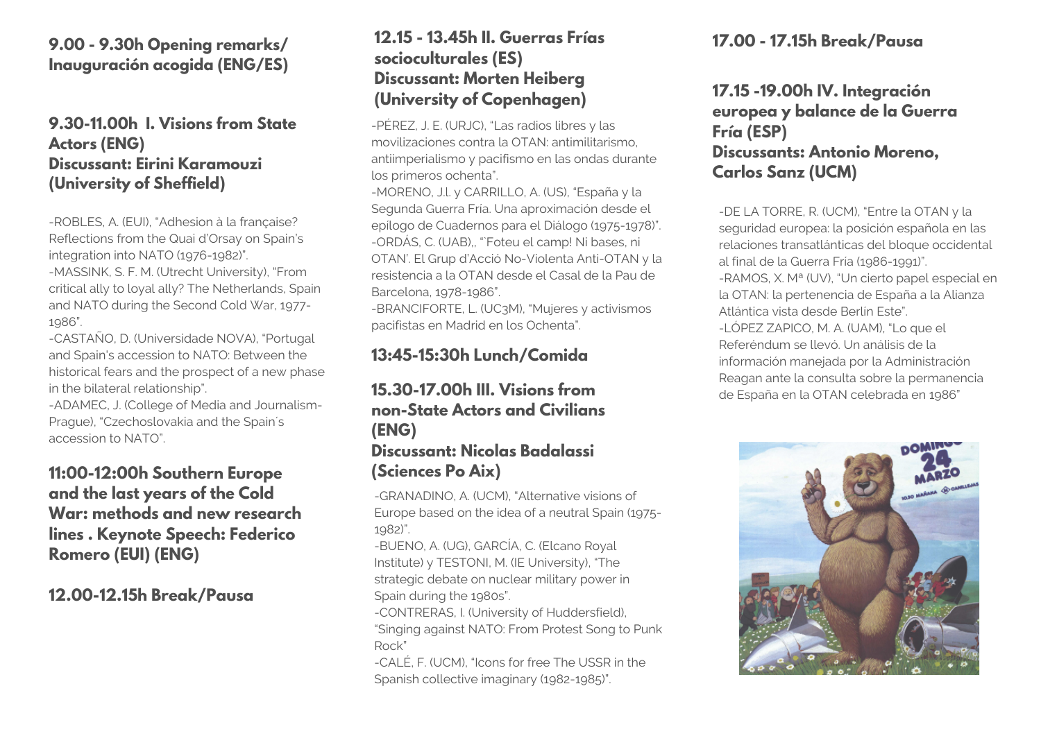### 9.00 - 9.30h Opening remarks/ Inauguración acogida (ENG/ES)

### 9.30-11.00h I. Visions from State Actors (ENG)
### Discussant: Eirini Karamouzi (University of Sheffield)

-ROBLES, A. (EUI), "Adhesion à la française? Reflections from the Quai d'Orsay on Spain's integration into NATO (1976-1982)".
-MASSINK, S. F. M. (Utrecht University), "From critical ally to loyal ally? The Netherlands, Spain and NATO during the Second Cold War, 1977-1986".
-CASTAÑO, D. (Universidade NOVA), "Portugal and Spain's accession to NATO: Between the historical fears and the prospect of a new phase in the bilateral relationship".
-ADAMEC, J. (College of Media and Journalism-Prague), "Czechoslovakia and the Spain´s accession to NATO".

### 11:00-12:00h Southern Europe and the last years of the Cold War: methods and new research lines . Keynote Speech: Federico Romero (EUI) (ENG)

### 12.00-12.15h Break/Pausa

### 12.15 - 13.45h II. Guerras Frías socioculturales (ES)
### Discussant: Morten Heiberg (University of Copenhagen)

-PÉREZ, J. E. (URJC), "Las radios libres y las movilizaciones contra la OTAN: antimilitarismo, antiimperialismo y pacifismo en las ondas durante los primeros ochenta".
-MORENO, J.l. y CARRILLO, A. (US), "España y la Segunda Guerra Fría. Una aproximación desde el epílogo de Cuadernos para el Diálogo (1975-1978)".
-ORDÁS, C. (UAB),, "`Foteu el camp! Ni bases, ni OTAN'. El Grup d'Acció No-Violenta Anti-OTAN y la resistencia a la OTAN desde el Casal de la Pau de Barcelona, 1978-1986".
-BRANCIFORTE, L. (UC3M), "Mujeres y activismos pacifistas en Madrid en los Ochenta".

### 13:45-15:30h Lunch/Comida

### 15.30-17.00h III. Visions from non-State Actors and Civilians (ENG)
### Discussant: Nicolas Badalassi (Sciences Po Aix)

-GRANADINO, A. (UCM), "Alternative visions of Europe based on the idea of a neutral Spain (1975-1982)".
-BUENO, A. (UG), GARCÍA, C. (Elcano Royal Institute) y TESTONI, M. (IE University), "The strategic debate on nuclear military power in Spain during the 1980s".
-CONTRERAS, I. (University of Huddersfield), "Singing against NATO: From Protest Song to Punk Rock"
-CALÉ, F. (UCM), "Icons for free The USSR in the Spanish collective imaginary (1982-1985)".

### 17.00 - 17.15h Break/Pausa

### 17.15 -19.00h IV. Integración europea y balance de la Guerra Fría (ESP)
### Discussants: Antonio Moreno, Carlos Sanz (UCM)

-DE LA TORRE, R. (UCM), "Entre la OTAN y la seguridad europea: la posición española en las relaciones transatlánticas del bloque occidental al final de la Guerra Fría (1986-1991)".
-RAMOS, X. Mª (UV), "Un cierto papel especial en la OTAN: la pertenencia de España a la Alianza Atlántica vista desde Berlín Este".
-LÓPEZ ZAPICO, M. A. (UAM), "Lo que el Referéndum se llevó. Un análisis de la información manejada por la Administración Reagan ante la consulta sobre la permanencia de España en la OTAN celebrada en 1986"